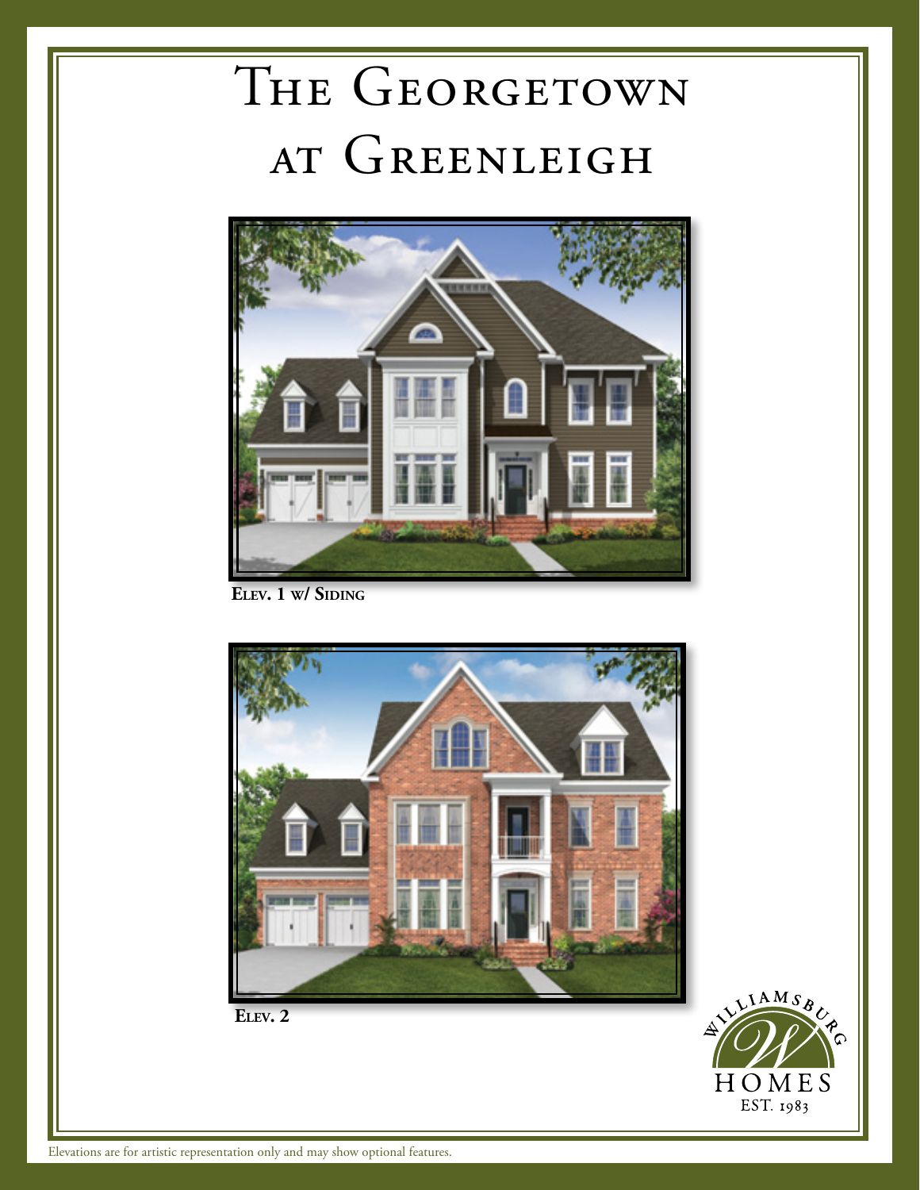# The Georgetown at Greenleigh

**Elev. 1 w/ Siding**

**Elev. 2**

Williamsburg Homes
EST. 1983

Elevations are for artistic representation only and may show optional features.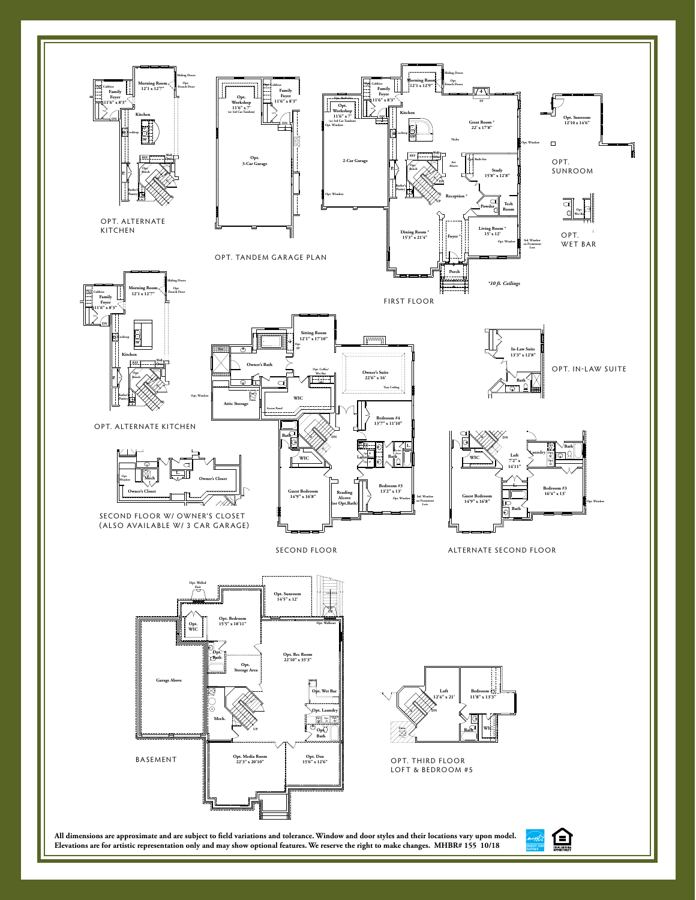OPT. ALTERNATE KITCHEN

Morning Room
12'1 x 12'7"

Sliding Doors

Opt. French Door

Cubbies

Family Foyer
11'6" x 8'3"

DN

Kitchen

Cooktop

REF.

Wall Ovens

Opt. Bench

P.

Butler's Pantry

OPT. TANDEM GARAGE PLAN

Opt. Workshop
11'6" x 7'
(or 3rd Car Tandem)

Opt. 3-Car Garage

Cubbies

Family Foyer
11'6" x 8'3"

DN

FIRST FLOOR

Morning Room
12'1 x 12'9"

Sliding Doors

Opt. French Door

Cubbies

Family Foyer
11'6" x 8'3"

Opt. Built-Ins

Opt. Workshop
11'6" x 7'
(or 3rd Car Tandem)

Opt. Window

DN

Kitchen

Cooktop

FP

Great Room *
22' x 17'8"

Niche

Opt. Window

REF.

Wall Ovens

Art Alcove

Built-Ins

2-Car Garage

Opt. Bench

P.

DN

Study
15'8" x 12'8"

Butler's Pantry

Opt. Window

Reception *

UP

Powder

Tech Room

Living Room *
15' x 12'

Dining Room *
15'3" x 21'4"

Foyer *

Opt. Window

Std. Window on Prominent Lots

Porch

*10 ft. Ceilings

OPT. SUNROOM

Opt. Sunroom
12'10 x 14'6"

OPT. WET BAR

Opt. Wet Bar

OPT. ALTERNATE KITCHEN

Morning Room
12'1 x 12'7"

Sliding Doors

Opt. French Door

Cubbies

Family Foyer
11'6" x 8'3"

DN

Cooktop

Kitchen

REF.

Wall Ovens

Opt. Bench

P.

Butler's Pantry

SECOND FLOOR

Sitting Room
12'1" x 17'10"

Opt. FP

Owner's Bath

Opt. Coffee/ Wet Bar

Owner's Suite
22'6" x 16'

Tray Ceiling

Opt. Window

Attic Storage

Access Panel

Attic

WIC

Bedroom #4
13'7" x 11'10"

Bath

DN

WIC

Laundry

Pocket Door

Bath

Guest Bedroom
14'9" x 16'8"

Reading Alcove
(or Opt.Bath)

Bedroom #3
13'2" x 13'

Opt. Window

Std. Window on Prominent Lots

OPT. IN-LAW SUITE

In-Law Suite
13'3" x 12'8"

Bath

SECOND FLOOR W/ OWNER'S CLOSET
(ALSO AVAILABLE W/ 3 CAR GARAGE)

Opt. Window

Mech

Owner's Closet

Owner's Closet

ALTERNATE SECOND FLOOR

DN

WIC

Loft
7'2" x 14'11"

Laundry

Bath

Opt. W

Opt. D

Guest Bedroom
14'9" x 16'8"

Bedroom #3
16'4" x 13'

Opt. Window

Bath

BASEMENT

Opt. Welled Exit

Opt. Sunroom
14'5" x 12'

Opt. Bedroom
15'5" x 18'11"

Opt. WIC

Opt. Walkout

Garage Above

Opt. Bath

Opt. Storage Area

Opt. Rec Room
22'10" x 35'3"

Opt. Wet Bar

Opt. Laundry

Mech.

UP

Opt. Bath

Opt. Media Room
22'3" x 20'10"

Opt. Den
15'6" x 12'6"

OPT. THIRD FLOOR
LOFT & BEDROOM #5

Loft
12'4" x 21'

Bedroom #5
11'8" x 13'3"

DN

Attic

Bath

WIC

**All dimensions are approximate and are subject to field variations and tolerance. Window and door styles and their locations vary upon model. Elevations are for artistic representation only and may show optional features. We reserve the right to make changes. MHBR# 155 10/18**